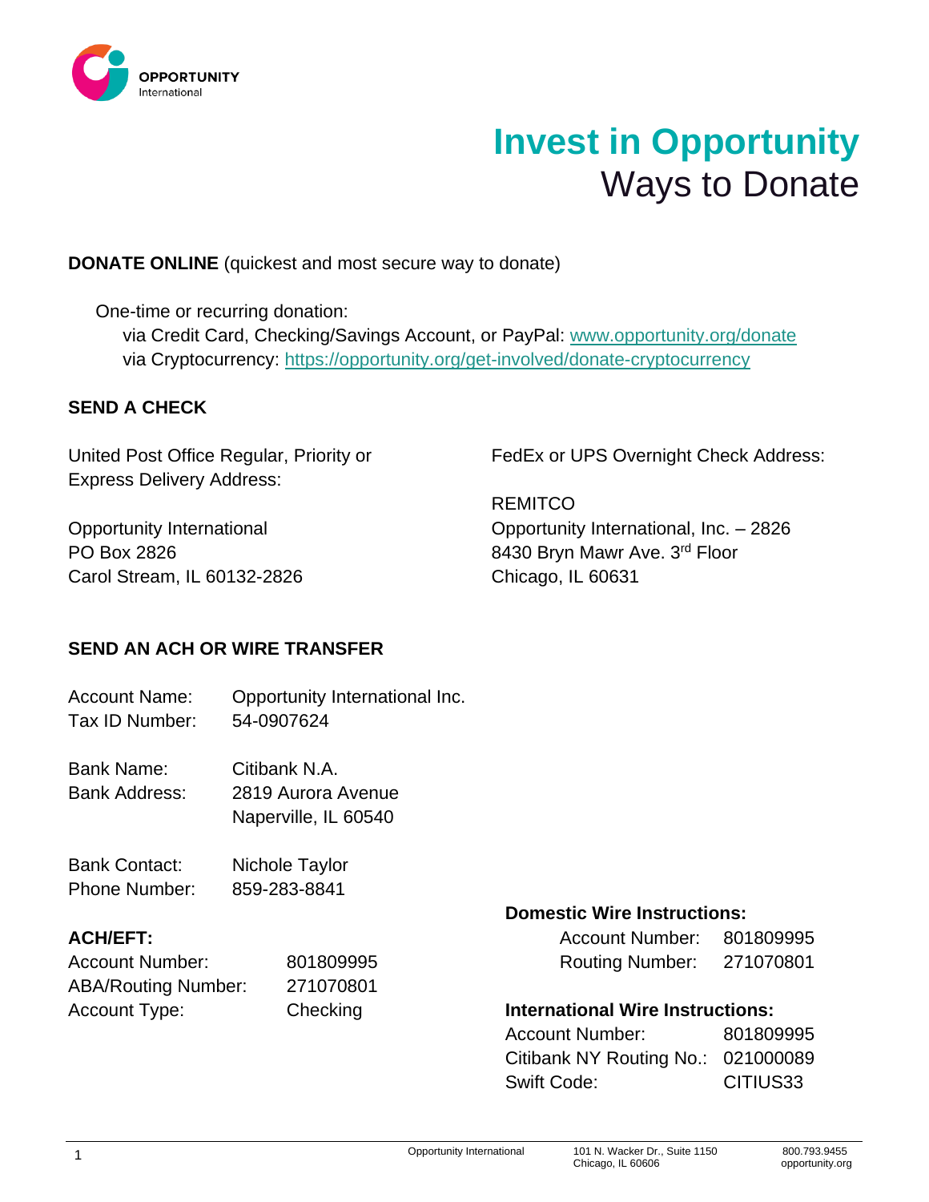OPPORTUNITY
International

# Invest in Opportunity
## Ways to Donate

**DONATE ONLINE** (quickest and most secure way to donate)

One-time or recurring donation:

via Credit Card, Checking/Savings Account, or PayPal: www.opportunity.org/donate
via Cryptocurrency: https://opportunity.org/get-involved/donate-cryptocurrency

**SEND A CHECK**

United Post Office Regular, Priority or Express Delivery Address:

Opportunity International
PO Box 2826
Carol Stream, IL 60132-2826

FedEx or UPS Overnight Check Address:

REMITCO
Opportunity International, Inc. – 2826
8430 Bryn Mawr Ave. 3rd Floor
Chicago, IL 60631

**SEND AN ACH OR WIRE TRANSFER**

Account Name: Opportunity International Inc.
Tax ID Number: 54-0907624

Bank Name: Citibank N.A.
Bank Address: 2819 Aurora Avenue
Naperville, IL 60540

Bank Contact: Nichole Taylor
Phone Number: 859-283-8841

**ACH/EFT:**

| | |
|---|---|
| Account Number: | 801809995 |
| ABA/Routing Number: | 271070801 |
| Account Type: | Checking |

**Domestic Wire Instructions:**

| | |
|---|---|
| Account Number: | 801809995 |
| Routing Number: | 271070801 |

**International Wire Instructions:**

| | |
|---|---|
| Account Number: | 801809995 |
| Citibank NY Routing No.: | 021000089 |
| Swift Code: | CITIUS33 |

Opportunity International | 101 N. Wacker Dr., Suite 1150, Chicago, IL 60606 | 800.793.9455 | opportunity.org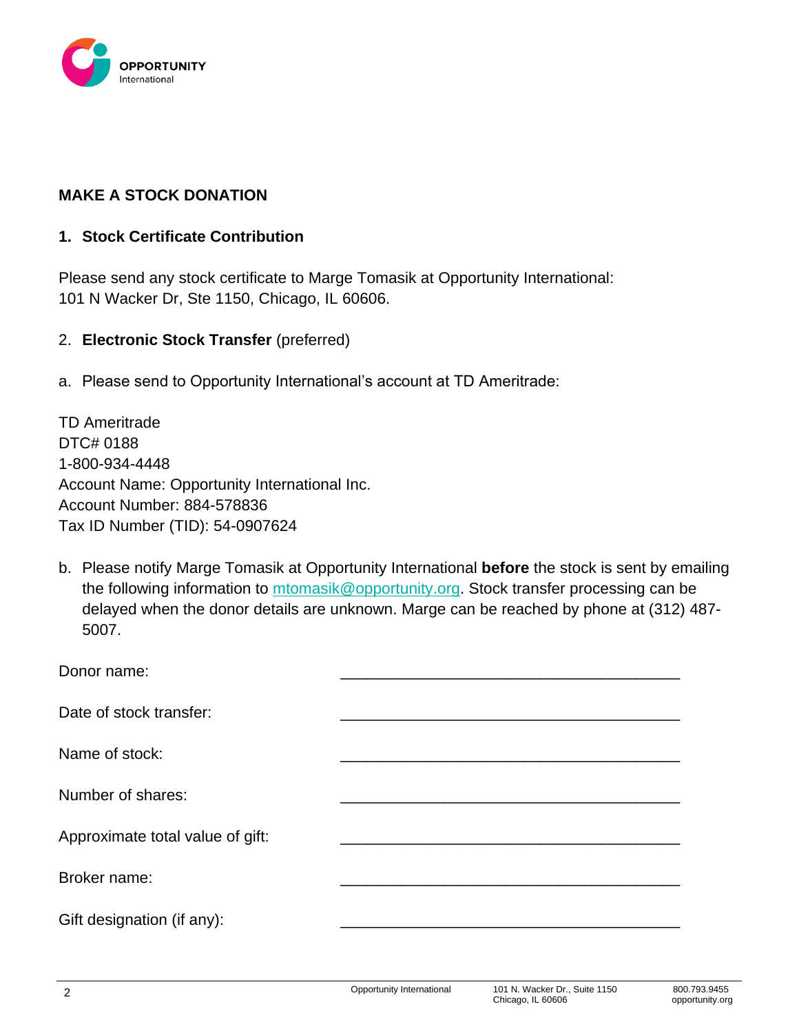**OPPORTUNITY**
International

## MAKE A STOCK DONATION

### 1. Stock Certificate Contribution

Please send any stock certificate to Marge Tomasik at Opportunity International:
101 N Wacker Dr, Ste 1150, Chicago, IL 60606.

### 2. **Electronic Stock Transfer** (preferred)

a. Please send to Opportunity International's account at TD Ameritrade:

TD Ameritrade
DTC# 0188
1-800-934-4448
Account Name: Opportunity International Inc.
Account Number: 884-578836
Tax ID Number (TID): 54-0907624

b. Please notify Marge Tomasik at Opportunity International **before** the stock is sent by emailing the following information to mtomasik@opportunity.org. Stock transfer processing can be delayed when the donor details are unknown. Marge can be reached by phone at (312) 487-5007.

Donor name: ______________________________________

Date of stock transfer: ______________________________________

Name of stock: ______________________________________

Number of shares: ______________________________________

Approximate total value of gift: ______________________________________

Broker name: ______________________________________

Gift designation (if any): ______________________________________